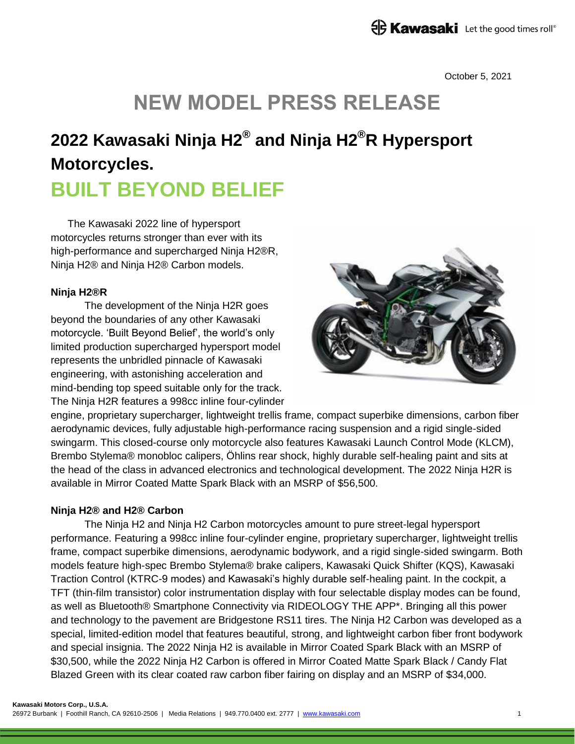October 5, 2021

# NEW MODEL PRESS RELEASE

## 2022 Kawasaki Ninja H2® and Ninja H2®R Hypersport Motorcycles.

# BUILT BEYOND BELIEF

The Kawasaki 2022 line of hypersport motorcycles returns stronger than ever with its high-performance and supercharged Ninja H2®R, Ninja H2® and Ninja H2® Carbon models.

**Ninja H2®R**

The development of the Ninja H2R goes beyond the boundaries of any other Kawasaki motorcycle. 'Built Beyond Belief', the world's only limited production supercharged hypersport model represents the unbridled pinnacle of Kawasaki engineering, with astonishing acceleration and mind-bending top speed suitable only for the track. The Ninja H2R features a 998cc inline four-cylinder engine, proprietary supercharger, lightweight trellis frame, compact superbike dimensions, carbon fiber aerodynamic devices, fully adjustable high-performance racing suspension and a rigid single-sided swingarm. This closed-course only motorcycle also features Kawasaki Launch Control Mode (KLCM), Brembo Stylema® monobloc calipers, Öhlins rear shock, highly durable self-healing paint and sits at the head of the class in advanced electronics and technological development. The 2022 Ninja H2R is available in Mirror Coated Matte Spark Black with an MSRP of $56,500.

**Ninja H2® and H2® Carbon**

The Ninja H2 and Ninja H2 Carbon motorcycles amount to pure street-legal hypersport performance. Featuring a 998cc inline four-cylinder engine, proprietary supercharger, lightweight trellis frame, compact superbike dimensions, aerodynamic bodywork, and a rigid single-sided swingarm. Both models feature high-spec Brembo Stylema® brake calipers, Kawasaki Quick Shifter (KQS), Kawasaki Traction Control (KTRC-9 modes) and Kawasaki's highly durable self-healing paint. In the cockpit, a TFT (thin-film transistor) color instrumentation display with four selectable display modes can be found, as well as Bluetooth® Smartphone Connectivity via RIDEOLOGY THE APP*. Bringing all this power and technology to the pavement are Bridgestone RS11 tires. The Ninja H2 Carbon was developed as a special, limited-edition model that features beautiful, strong, and lightweight carbon fiber front bodywork and special insignia. The 2022 Ninja H2 is available in Mirror Coated Spark Black with an MSRP of $30,500, while the 2022 Ninja H2 Carbon is offered in Mirror Coated Matte Spark Black / Candy Flat Blazed Green with its clear coated raw carbon fiber fairing on display and an MSRP of $34,000.

**Kawasaki Motors Corp., U.S.A.**
26972 Burbank | Foothill Ranch, CA 92610-2506 | Media Relations | 949.770.0400 ext. 2777 | www.kawasaki.com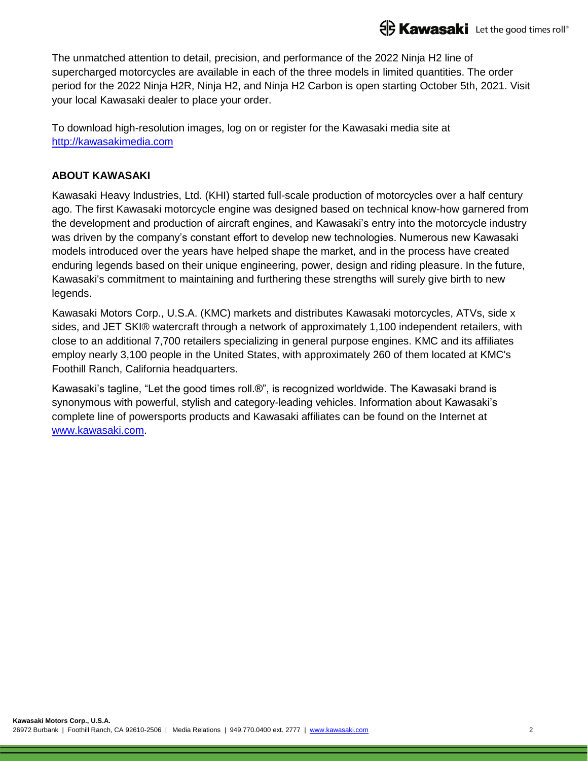The unmatched attention to detail, precision, and performance of the 2022 Ninja H2 line of supercharged motorcycles are available in each of the three models in limited quantities. The order period for the 2022 Ninja H2R, Ninja H2, and Ninja H2 Carbon is open starting October 5th, 2021. Visit your local Kawasaki dealer to place your order.

To download high-resolution images, log on or register for the Kawasaki media site at http://kawasakimedia.com

**ABOUT KAWASAKI**

Kawasaki Heavy Industries, Ltd. (KHI) started full-scale production of motorcycles over a half century ago. The first Kawasaki motorcycle engine was designed based on technical know-how garnered from the development and production of aircraft engines, and Kawasaki's entry into the motorcycle industry was driven by the company's constant effort to develop new technologies. Numerous new Kawasaki models introduced over the years have helped shape the market, and in the process have created enduring legends based on their unique engineering, power, design and riding pleasure. In the future, Kawasaki's commitment to maintaining and furthering these strengths will surely give birth to new legends.

Kawasaki Motors Corp., U.S.A. (KMC) markets and distributes Kawasaki motorcycles, ATVs, side x sides, and JET SKI® watercraft through a network of approximately 1,100 independent retailers, with close to an additional 7,700 retailers specializing in general purpose engines. KMC and its affiliates employ nearly 3,100 people in the United States, with approximately 260 of them located at KMC's Foothill Ranch, California headquarters.

Kawasaki's tagline, "Let the good times roll.®", is recognized worldwide. The Kawasaki brand is synonymous with powerful, stylish and category-leading vehicles. Information about Kawasaki's complete line of powersports products and Kawasaki affiliates can be found on the Internet at www.kawasaki.com.